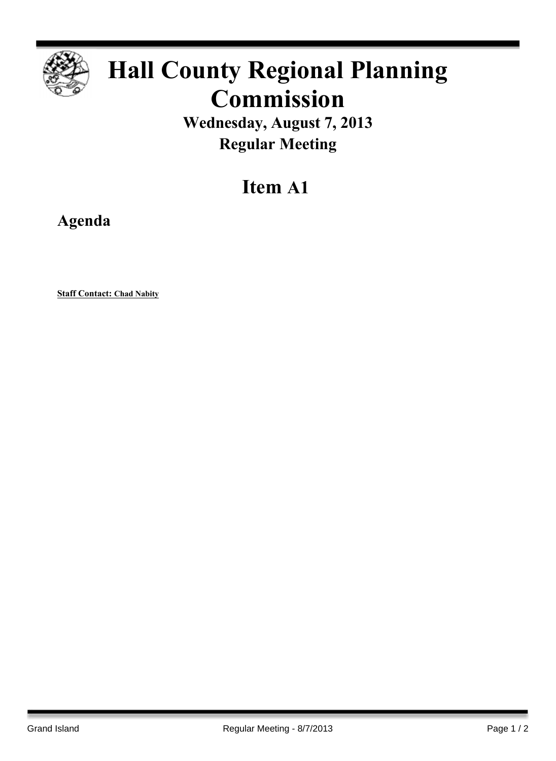# Hall County Regional Planning Commission

## Wednesday, August 7, 2013

## Regular Meeting

# Item A1

## Agenda

**Staff Contact: Chad Nabity**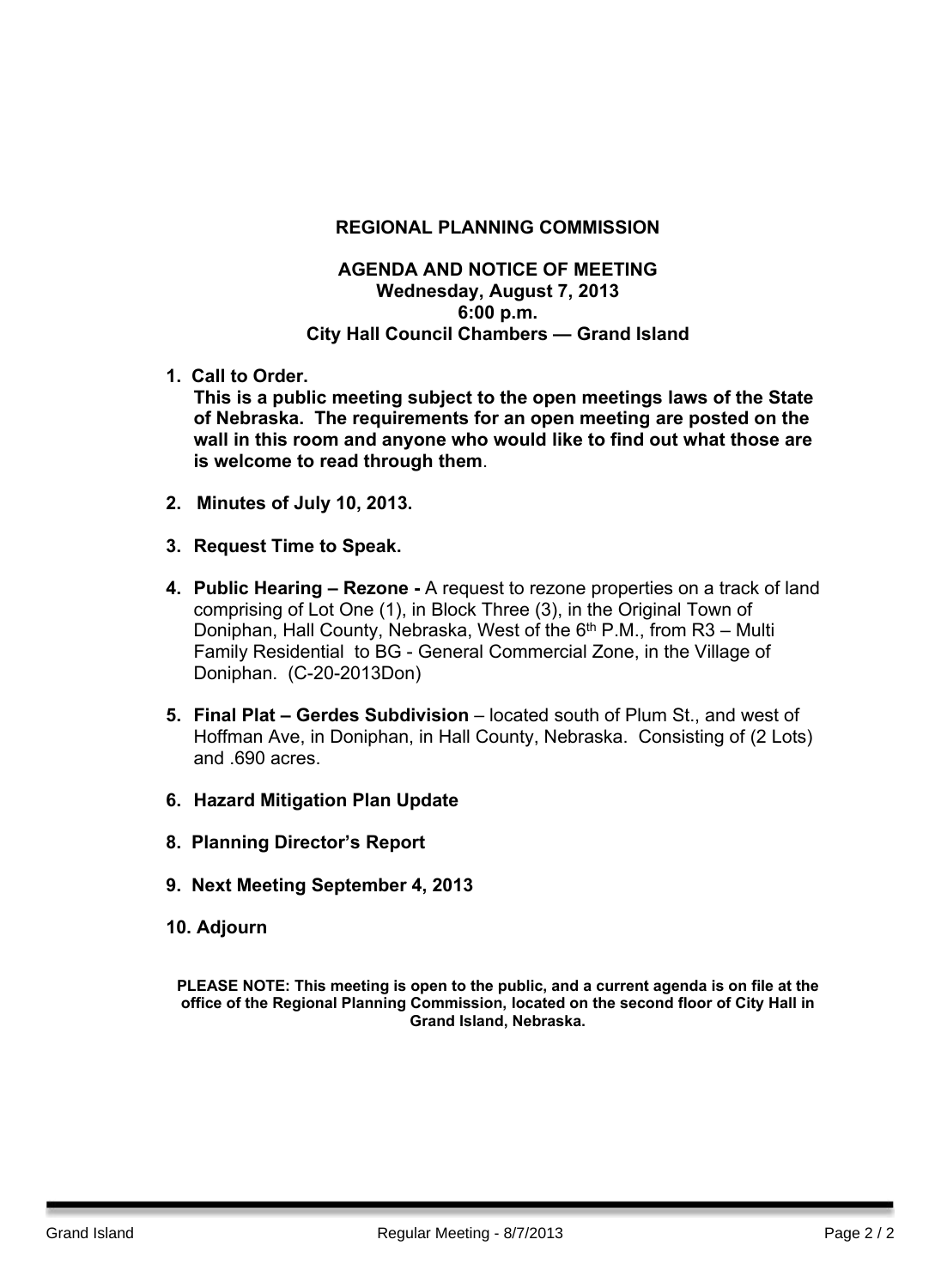**REGIONAL PLANNING COMMISSION**

**AGENDA AND NOTICE OF MEETING**
**Wednesday, August 7, 2013**
**6:00 p.m.**
**City Hall Council Chambers — Grand Island**

1. **Call to Order.**
   **This is a public meeting subject to the open meetings laws of the State of Nebraska. The requirements for an open meeting are posted on the wall in this room and anyone who would like to find out what those are is welcome to read through them**.

2. **Minutes of July 10, 2013.**

3. **Request Time to Speak.**

4. **Public Hearing – Rezone -** A request to rezone properties on a track of land comprising of Lot One (1), in Block Three (3), in the Original Town of Doniphan, Hall County, Nebraska, West of the 6th P.M., from R3 – Multi Family Residential to BG - General Commercial Zone, in the Village of Doniphan. (C-20-2013Don)

5. **Final Plat – Gerdes Subdivision** – located south of Plum St., and west of Hoffman Ave, in Doniphan, in Hall County, Nebraska. Consisting of (2 Lots) and .690 acres.

6. **Hazard Mitigation Plan Update**

8. **Planning Director's Report**

9. **Next Meeting September 4, 2013**

10. **Adjourn**

**PLEASE NOTE: This meeting is open to the public, and a current agenda is on file at the office of the Regional Planning Commission, located on the second floor of City Hall in Grand Island, Nebraska.**